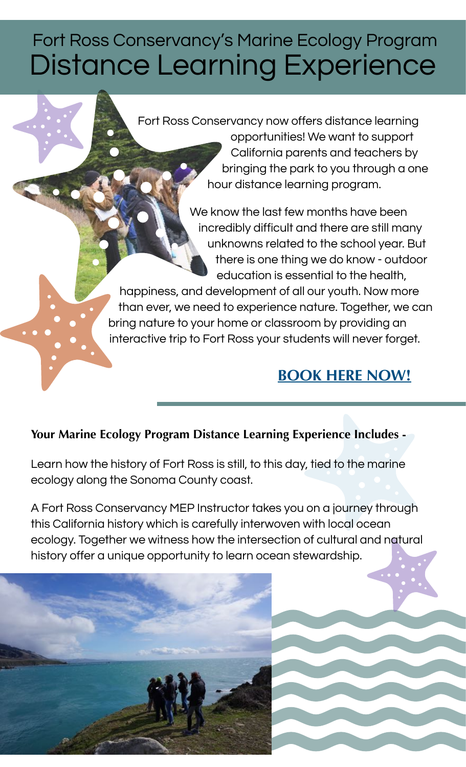# Fort Ross Conservancy's Marine Ecology Program
# Distance Learning Experience

Fort Ross Conservancy now offers distance learning opportunities! We want to support California parents and teachers by bringing the park to you through a one hour distance learning program.

We know the last few months have been incredibly difficult and there are still many unknowns related to the school year. But there is one thing we do know - outdoor education is essential to the health, happiness, and development of all our youth. Now more than ever, we need to experience nature. Together, we can bring nature to your home or classroom by providing an interactive trip to Fort Ross your students will never forget.

**BOOK HERE NOW!**

**Your Marine Ecology Program Distance Learning Experience Includes -**

Learn how the history of Fort Ross is still, to this day, tied to the marine ecology along the Sonoma County coast.

A Fort Ross Conservancy MEP Instructor takes you on a journey through this California history which is carefully interwoven with local ocean ecology. Together we witness how the intersection of cultural and natural history offer a unique opportunity to learn ocean stewardship.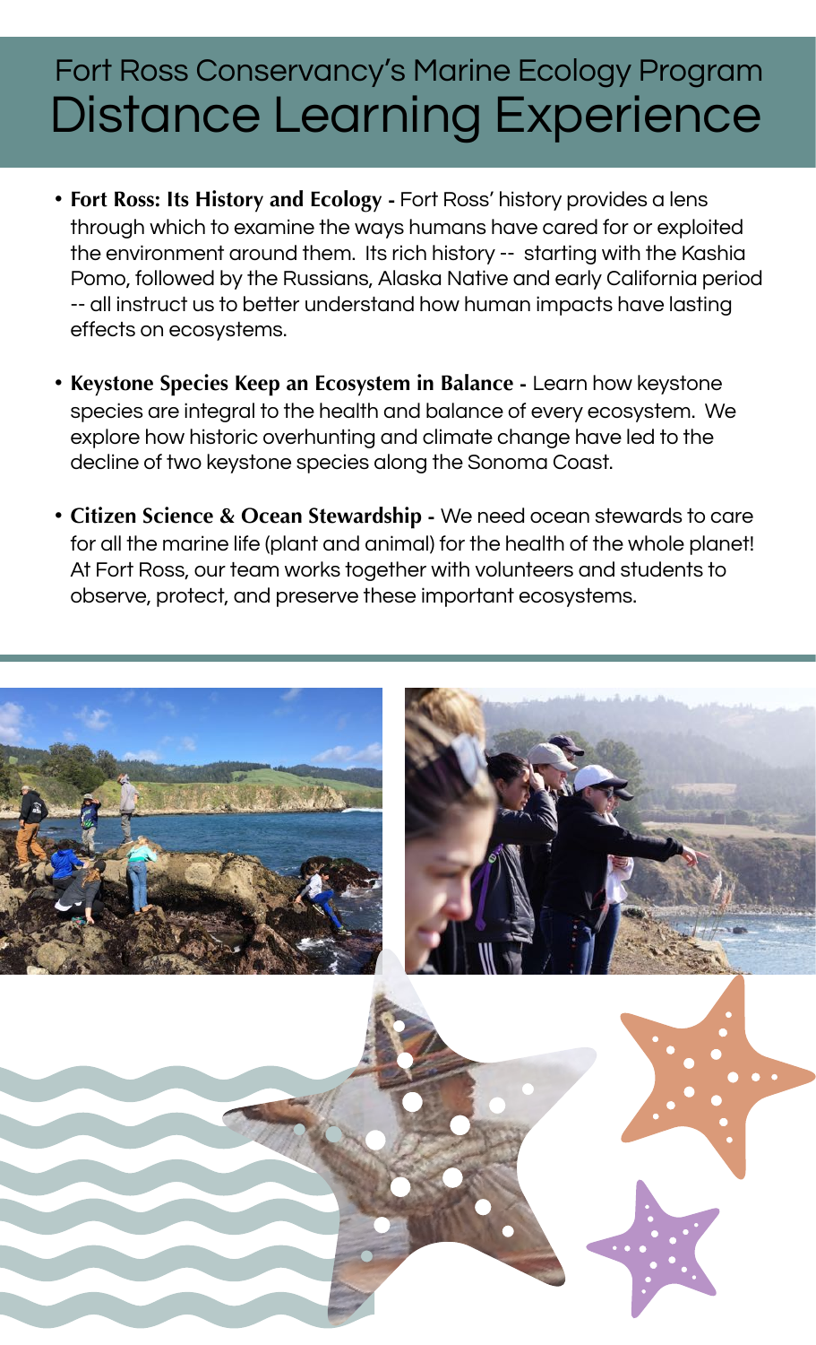# Fort Ross Conservancy's Marine Ecology Program
# Distance Learning Experience

- **Fort Ross: Its History and Ecology -** Fort Ross' history provides a lens through which to examine the ways humans have cared for or exploited the environment around them. Its rich history -- starting with the Kashia Pomo, followed by the Russians, Alaska Native and early California period -- all instruct us to better understand how human impacts have lasting effects on ecosystems.

- **Keystone Species Keep an Ecosystem in Balance -** Learn how keystone species are integral to the health and balance of every ecosystem. We explore how historic overhunting and climate change have led to the decline of two keystone species along the Sonoma Coast.

- **Citizen Science & Ocean Stewardship -** We need ocean stewards to care for all the marine life (plant and animal) for the health of the whole planet! At Fort Ross, our team works together with volunteers and students to observe, protect, and preserve these important ecosystems.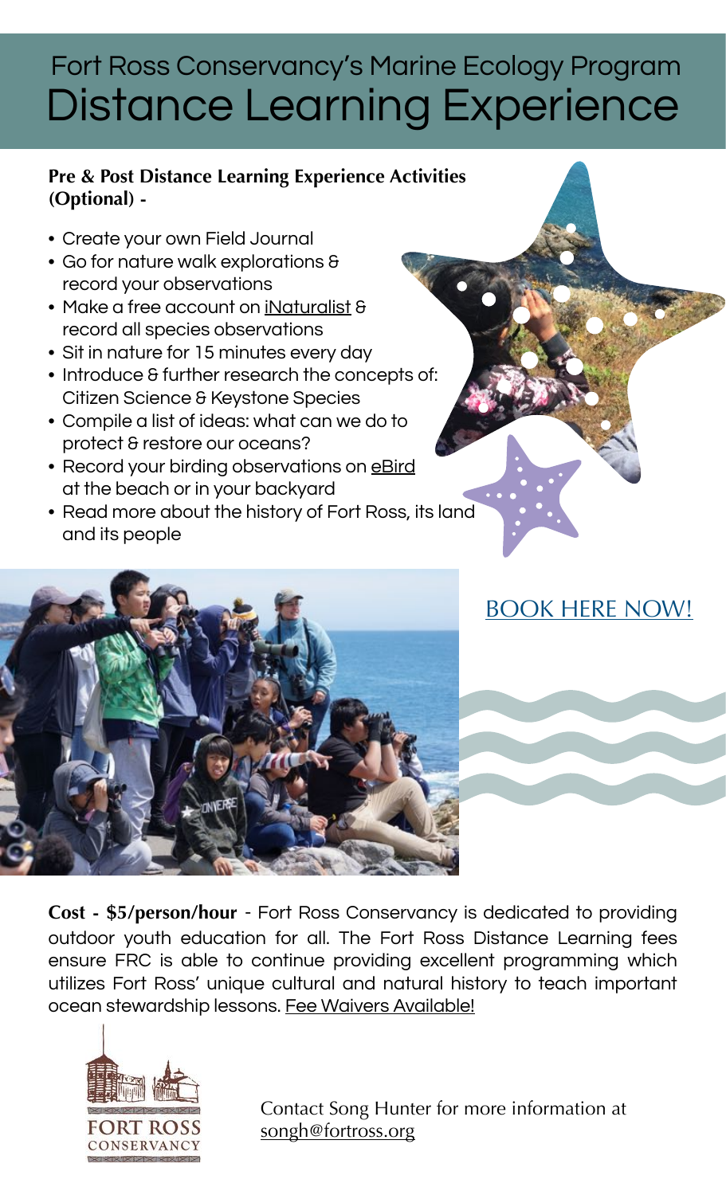# Fort Ross Conservancy's Marine Ecology Program
# Distance Learning Experience

**Pre & Post Distance Learning Experience Activities (Optional) -**

- Create your own Field Journal
- Go for nature walk explorations & record your observations
- Make a free account on iNaturalist & record all species observations
- Sit in nature for 15 minutes every day
- Introduce & further research the concepts of: Citizen Science & Keystone Species
- Compile a list of ideas: what can we do to protect & restore our oceans?
- Record your birding observations on eBird at the beach or in your backyard
- Read more about the history of Fort Ross, its land and its people

BOOK HERE NOW!

**Cost - $5/person/hour** - Fort Ross Conservancy is dedicated to providing outdoor youth education for all. The Fort Ross Distance Learning fees ensure FRC is able to continue providing excellent programming which utilizes Fort Ross' unique cultural and natural history to teach important ocean stewardship lessons. Fee Waivers Available!

FORT ROSS CONSERVANCY

Contact Song Hunter for more information at songh@fortross.org